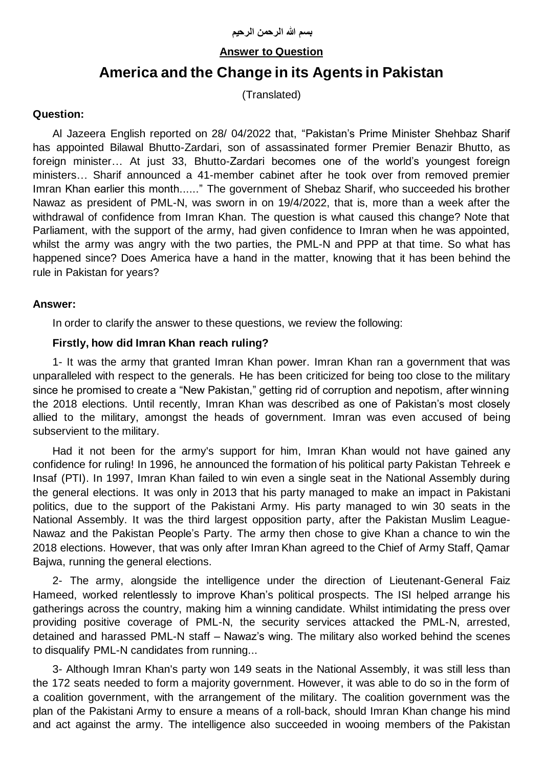بسم الله الرحمن الرحيم

**Answer to Question**

# America and the Change in its Agents in Pakistan

(Translated)

**Question:**

Al Jazeera English reported on 28/ 04/2022 that, "Pakistan's Prime Minister Shehbaz Sharif has appointed Bilawal Bhutto-Zardari, son of assassinated former Premier Benazir Bhutto, as foreign minister… At just 33, Bhutto-Zardari becomes one of the world's youngest foreign ministers… Sharif announced a 41-member cabinet after he took over from removed premier Imran Khan earlier this month……" The government of Shebaz Sharif, who succeeded his brother Nawaz as president of PML-N, was sworn in on 19/4/2022, that is, more than a week after the withdrawal of confidence from Imran Khan. The question is what caused this change? Note that Parliament, with the support of the army, had given confidence to Imran when he was appointed, whilst the army was angry with the two parties, the PML-N and PPP at that time. So what has happened since? Does America have a hand in the matter, knowing that it has been behind the rule in Pakistan for years?

**Answer:**

In order to clarify the answer to these questions, we review the following:

**Firstly, how did Imran Khan reach ruling?**

1- It was the army that granted Imran Khan power. Imran Khan ran a government that was unparalleled with respect to the generals. He has been criticized for being too close to the military since he promised to create a "New Pakistan," getting rid of corruption and nepotism, after winning the 2018 elections. Until recently, Imran Khan was described as one of Pakistan's most closely allied to the military, amongst the heads of government. Imran was even accused of being subservient to the military.

Had it not been for the army's support for him, Imran Khan would not have gained any confidence for ruling! In 1996, he announced the formation of his political party Pakistan Tehreek e Insaf (PTI). In 1997, Imran Khan failed to win even a single seat in the National Assembly during the general elections. It was only in 2013 that his party managed to make an impact in Pakistani politics, due to the support of the Pakistani Army. His party managed to win 30 seats in the National Assembly. It was the third largest opposition party, after the Pakistan Muslim League-Nawaz and the Pakistan People's Party. The army then chose to give Khan a chance to win the 2018 elections. However, that was only after Imran Khan agreed to the Chief of Army Staff, Qamar Bajwa, running the general elections.

2- The army, alongside the intelligence under the direction of Lieutenant-General Faiz Hameed, worked relentlessly to improve Khan's political prospects. The ISI helped arrange his gatherings across the country, making him a winning candidate. Whilst intimidating the press over providing positive coverage of PML-N, the security services attacked the PML-N, arrested, detained and harassed PML-N staff – Nawaz's wing. The military also worked behind the scenes to disqualify PML-N candidates from running...

3- Although Imran Khan's party won 149 seats in the National Assembly, it was still less than the 172 seats needed to form a majority government. However, it was able to do so in the form of a coalition government, with the arrangement of the military. The coalition government was the plan of the Pakistani Army to ensure a means of a roll-back, should Imran Khan change his mind and act against the army. The intelligence also succeeded in wooing members of the Pakistan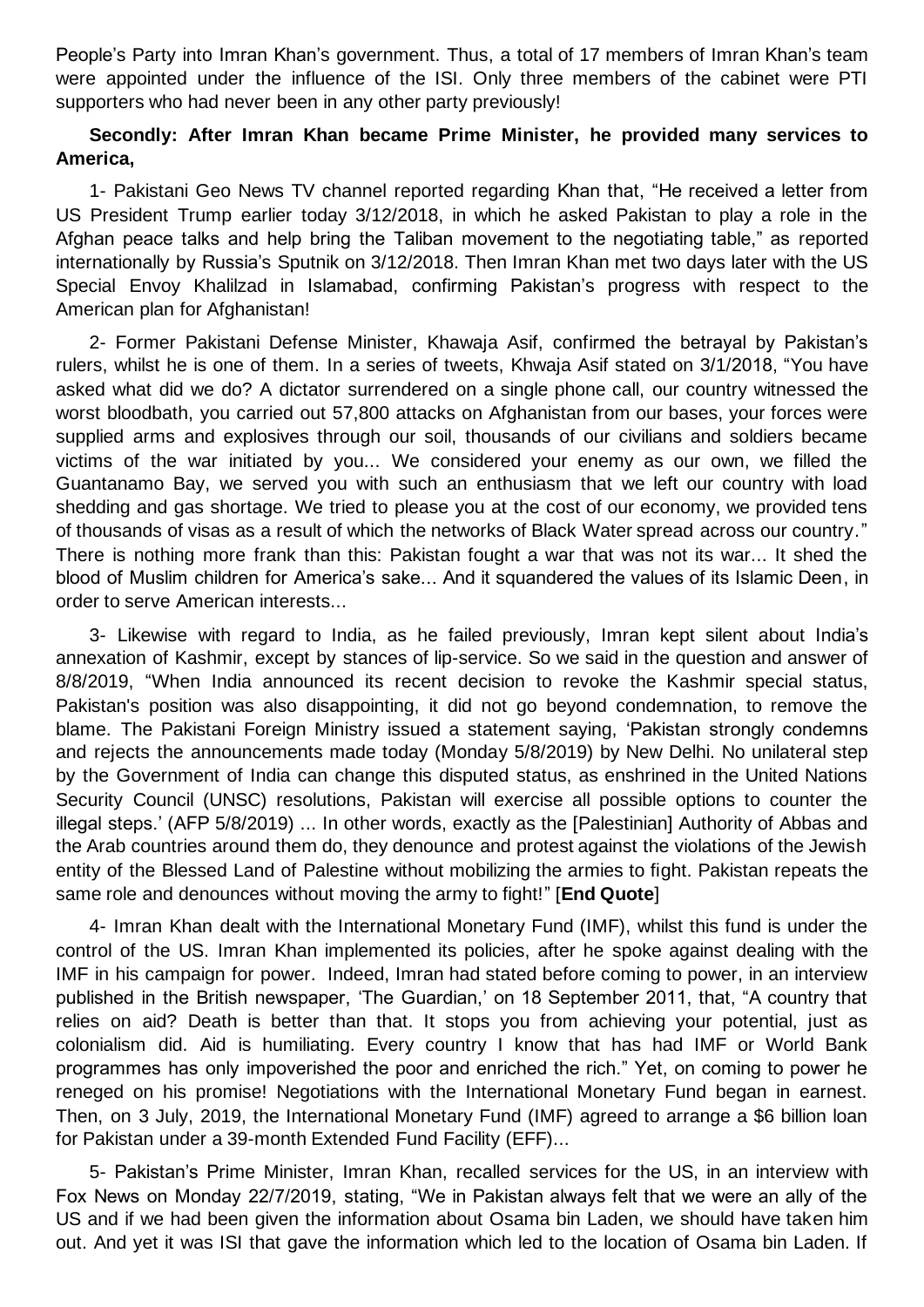People's Party into Imran Khan's government. Thus, a total of 17 members of Imran Khan's team were appointed under the influence of the ISI. Only three members of the cabinet were PTI supporters who had never been in any other party previously!

**Secondly: After Imran Khan became Prime Minister, he provided many services to America,**

1- Pakistani Geo News TV channel reported regarding Khan that, "He received a letter from US President Trump earlier today 3/12/2018, in which he asked Pakistan to play a role in the Afghan peace talks and help bring the Taliban movement to the negotiating table," as reported internationally by Russia's Sputnik on 3/12/2018. Then Imran Khan met two days later with the US Special Envoy Khalilzad in Islamabad, confirming Pakistan's progress with respect to the American plan for Afghanistan!

2- Former Pakistani Defense Minister, Khawaja Asif, confirmed the betrayal by Pakistan's rulers, whilst he is one of them. In a series of tweets, Khwaja Asif stated on 3/1/2018, "You have asked what did we do? A dictator surrendered on a single phone call, our country witnessed the worst bloodbath, you carried out 57,800 attacks on Afghanistan from our bases, your forces were supplied arms and explosives through our soil, thousands of our civilians and soldiers became victims of the war initiated by you... We considered your enemy as our own, we filled the Guantanamo Bay, we served you with such an enthusiasm that we left our country with load shedding and gas shortage. We tried to please you at the cost of our economy, we provided tens of thousands of visas as a result of which the networks of Black Water spread across our country." There is nothing more frank than this: Pakistan fought a war that was not its war... It shed the blood of Muslim children for America's sake... And it squandered the values of its Islamic Deen, in order to serve American interests...

3- Likewise with regard to India, as he failed previously, Imran kept silent about India's annexation of Kashmir, except by stances of lip-service. So we said in the question and answer of 8/8/2019, "When India announced its recent decision to revoke the Kashmir special status, Pakistan's position was also disappointing, it did not go beyond condemnation, to remove the blame. The Pakistani Foreign Ministry issued a statement saying, 'Pakistan strongly condemns and rejects the announcements made today (Monday 5/8/2019) by New Delhi. No unilateral step by the Government of India can change this disputed status, as enshrined in the United Nations Security Council (UNSC) resolutions, Pakistan will exercise all possible options to counter the illegal steps.' (AFP 5/8/2019) ... In other words, exactly as the [Palestinian] Authority of Abbas and the Arab countries around them do, they denounce and protest against the violations of the Jewish entity of the Blessed Land of Palestine without mobilizing the armies to fight. Pakistan repeats the same role and denounces without moving the army to fight!" [**End Quote**]

4- Imran Khan dealt with the International Monetary Fund (IMF), whilst this fund is under the control of the US. Imran Khan implemented its policies, after he spoke against dealing with the IMF in his campaign for power. Indeed, Imran had stated before coming to power, in an interview published in the British newspaper, 'The Guardian,' on 18 September 2011, that, "A country that relies on aid? Death is better than that. It stops you from achieving your potential, just as colonialism did. Aid is humiliating. Every country I know that has had IMF or World Bank programmes has only impoverished the poor and enriched the rich." Yet, on coming to power he reneged on his promise! Negotiations with the International Monetary Fund began in earnest. Then, on 3 July, 2019, the International Monetary Fund (IMF) agreed to arrange a $6 billion loan for Pakistan under a 39-month Extended Fund Facility (EFF)...

5- Pakistan's Prime Minister, Imran Khan, recalled services for the US, in an interview with Fox News on Monday 22/7/2019, stating, "We in Pakistan always felt that we were an ally of the US and if we had been given the information about Osama bin Laden, we should have taken him out. And yet it was ISI that gave the information which led to the location of Osama bin Laden. If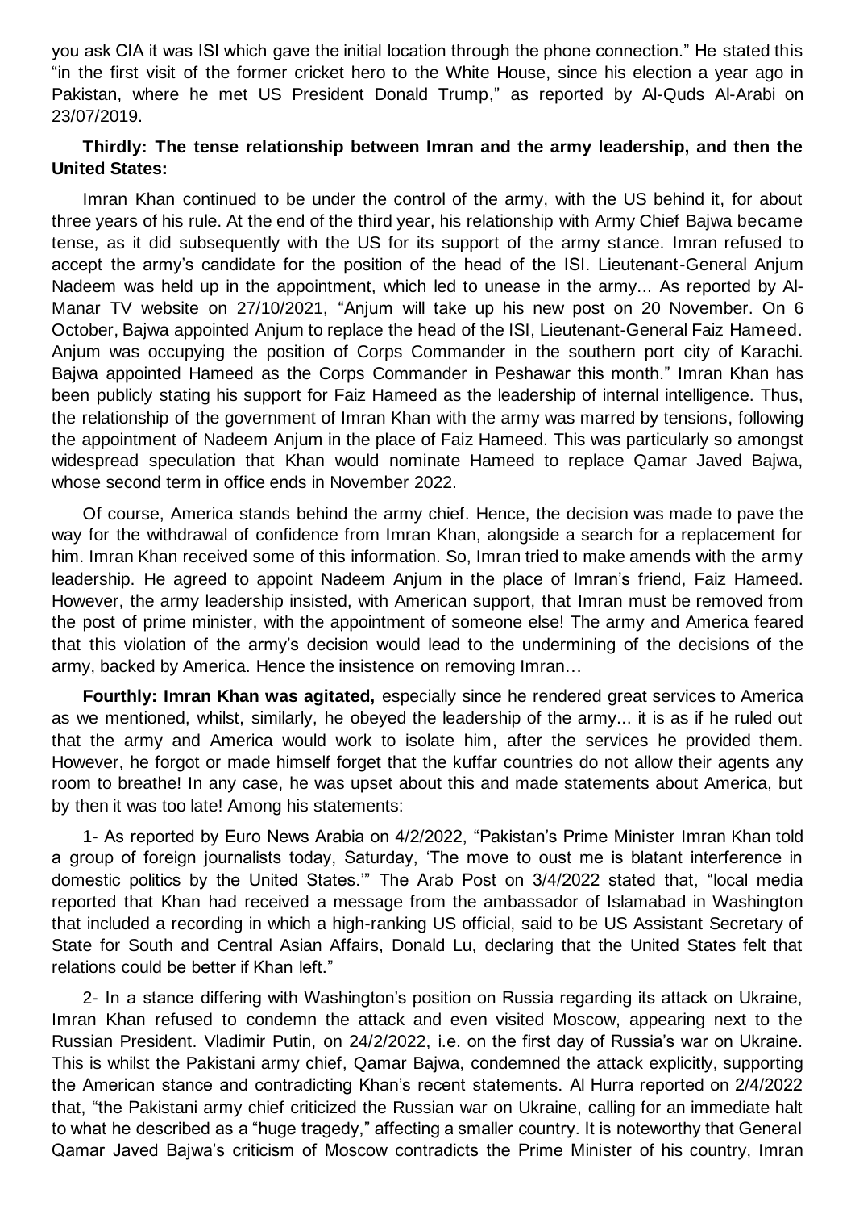you ask CIA it was ISI which gave the initial location through the phone connection." He stated this "in the first visit of the former cricket hero to the White House, since his election a year ago in Pakistan, where he met US President Donald Trump," as reported by Al-Quds Al-Arabi on 23/07/2019.

**Thirdly: The tense relationship between Imran and the army leadership, and then the United States:**

Imran Khan continued to be under the control of the army, with the US behind it, for about three years of his rule. At the end of the third year, his relationship with Army Chief Bajwa became tense, as it did subsequently with the US for its support of the army stance. Imran refused to accept the army's candidate for the position of the head of the ISI. Lieutenant-General Anjum Nadeem was held up in the appointment, which led to unease in the army... As reported by Al-Manar TV website on 27/10/2021, "Anjum will take up his new post on 20 November. On 6 October, Bajwa appointed Anjum to replace the head of the ISI, Lieutenant-General Faiz Hameed. Anjum was occupying the position of Corps Commander in the southern port city of Karachi. Bajwa appointed Hameed as the Corps Commander in Peshawar this month." Imran Khan has been publicly stating his support for Faiz Hameed as the leadership of internal intelligence. Thus, the relationship of the government of Imran Khan with the army was marred by tensions, following the appointment of Nadeem Anjum in the place of Faiz Hameed. This was particularly so amongst widespread speculation that Khan would nominate Hameed to replace Qamar Javed Bajwa, whose second term in office ends in November 2022.

Of course, America stands behind the army chief. Hence, the decision was made to pave the way for the withdrawal of confidence from Imran Khan, alongside a search for a replacement for him. Imran Khan received some of this information. So, Imran tried to make amends with the army leadership. He agreed to appoint Nadeem Anjum in the place of Imran's friend, Faiz Hameed. However, the army leadership insisted, with American support, that Imran must be removed from the post of prime minister, with the appointment of someone else! The army and America feared that this violation of the army's decision would lead to the undermining of the decisions of the army, backed by America. Hence the insistence on removing Imran…

**Fourthly: Imran Khan was agitated,** especially since he rendered great services to America as we mentioned, whilst, similarly, he obeyed the leadership of the army... it is as if he ruled out that the army and America would work to isolate him, after the services he provided them. However, he forgot or made himself forget that the kuffar countries do not allow their agents any room to breathe! In any case, he was upset about this and made statements about America, but by then it was too late! Among his statements:

1- As reported by Euro News Arabia on 4/2/2022, "Pakistan's Prime Minister Imran Khan told a group of foreign journalists today, Saturday, 'The move to oust me is blatant interference in domestic politics by the United States.'" The Arab Post on 3/4/2022 stated that, "local media reported that Khan had received a message from the ambassador of Islamabad in Washington that included a recording in which a high-ranking US official, said to be US Assistant Secretary of State for South and Central Asian Affairs, Donald Lu, declaring that the United States felt that relations could be better if Khan left."

2- In a stance differing with Washington's position on Russia regarding its attack on Ukraine, Imran Khan refused to condemn the attack and even visited Moscow, appearing next to the Russian President. Vladimir Putin, on 24/2/2022, i.e. on the first day of Russia's war on Ukraine. This is whilst the Pakistani army chief, Qamar Bajwa, condemned the attack explicitly, supporting the American stance and contradicting Khan's recent statements. Al Hurra reported on 2/4/2022 that, "the Pakistani army chief criticized the Russian war on Ukraine, calling for an immediate halt to what he described as a "huge tragedy," affecting a smaller country. It is noteworthy that General Qamar Javed Bajwa's criticism of Moscow contradicts the Prime Minister of his country, Imran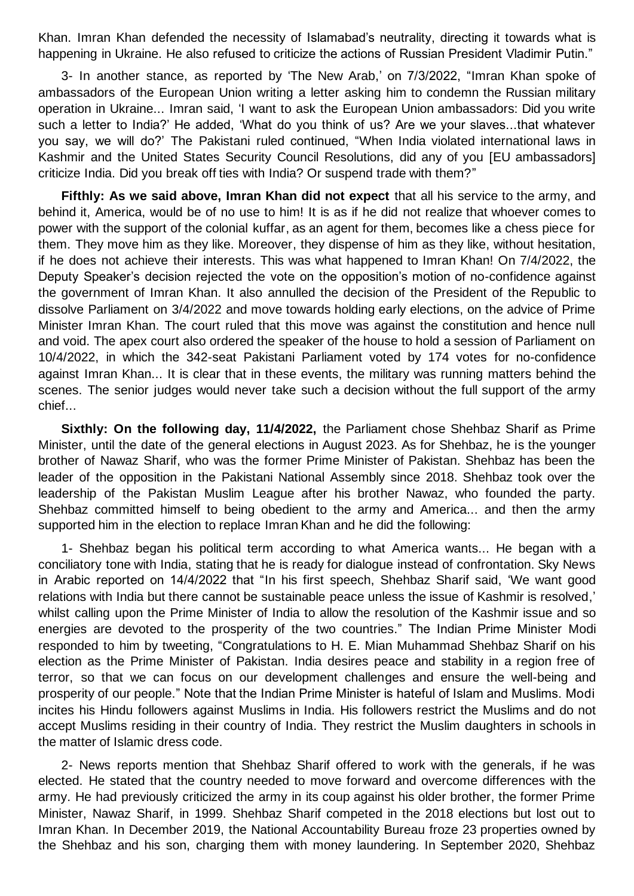Khan. Imran Khan defended the necessity of Islamabad's neutrality, directing it towards what is happening in Ukraine. He also refused to criticize the actions of Russian President Vladimir Putin."

3- In another stance, as reported by 'The New Arab,' on 7/3/2022, "Imran Khan spoke of ambassadors of the European Union writing a letter asking him to condemn the Russian military operation in Ukraine... Imran said, 'I want to ask the European Union ambassadors: Did you write such a letter to India?' He added, 'What do you think of us? Are we your slaves...that whatever you say, we will do?' The Pakistani ruled continued, "When India violated international laws in Kashmir and the United States Security Council Resolutions, did any of you [EU ambassadors] criticize India. Did you break off ties with India? Or suspend trade with them?"

**Fifthly: As we said above, Imran Khan did not expect** that all his service to the army, and behind it, America, would be of no use to him! It is as if he did not realize that whoever comes to power with the support of the colonial kuffar, as an agent for them, becomes like a chess piece for them. They move him as they like. Moreover, they dispense of him as they like, without hesitation, if he does not achieve their interests. This was what happened to Imran Khan! On 7/4/2022, the Deputy Speaker's decision rejected the vote on the opposition's motion of no-confidence against the government of Imran Khan. It also annulled the decision of the President of the Republic to dissolve Parliament on 3/4/2022 and move towards holding early elections, on the advice of Prime Minister Imran Khan. The court ruled that this move was against the constitution and hence null and void. The apex court also ordered the speaker of the house to hold a session of Parliament on 10/4/2022, in which the 342-seat Pakistani Parliament voted by 174 votes for no-confidence against Imran Khan... It is clear that in these events, the military was running matters behind the scenes. The senior judges would never take such a decision without the full support of the army chief...

**Sixthly: On the following day, 11/4/2022,** the Parliament chose Shehbaz Sharif as Prime Minister, until the date of the general elections in August 2023. As for Shehbaz, he is the younger brother of Nawaz Sharif, who was the former Prime Minister of Pakistan. Shehbaz has been the leader of the opposition in the Pakistani National Assembly since 2018. Shehbaz took over the leadership of the Pakistan Muslim League after his brother Nawaz, who founded the party. Shehbaz committed himself to being obedient to the army and America... and then the army supported him in the election to replace Imran Khan and he did the following:

1- Shehbaz began his political term according to what America wants... He began with a conciliatory tone with India, stating that he is ready for dialogue instead of confrontation. Sky News in Arabic reported on 14/4/2022 that "In his first speech, Shehbaz Sharif said, 'We want good relations with India but there cannot be sustainable peace unless the issue of Kashmir is resolved,' whilst calling upon the Prime Minister of India to allow the resolution of the Kashmir issue and so energies are devoted to the prosperity of the two countries." The Indian Prime Minister Modi responded to him by tweeting, "Congratulations to H. E. Mian Muhammad Shehbaz Sharif on his election as the Prime Minister of Pakistan. India desires peace and stability in a region free of terror, so that we can focus on our development challenges and ensure the well-being and prosperity of our people." Note that the Indian Prime Minister is hateful of Islam and Muslims. Modi incites his Hindu followers against Muslims in India. His followers restrict the Muslims and do not accept Muslims residing in their country of India. They restrict the Muslim daughters in schools in the matter of Islamic dress code.

2- News reports mention that Shehbaz Sharif offered to work with the generals, if he was elected. He stated that the country needed to move forward and overcome differences with the army. He had previously criticized the army in its coup against his older brother, the former Prime Minister, Nawaz Sharif, in 1999. Shehbaz Sharif competed in the 2018 elections but lost out to Imran Khan. In December 2019, the National Accountability Bureau froze 23 properties owned by the Shehbaz and his son, charging them with money laundering. In September 2020, Shehbaz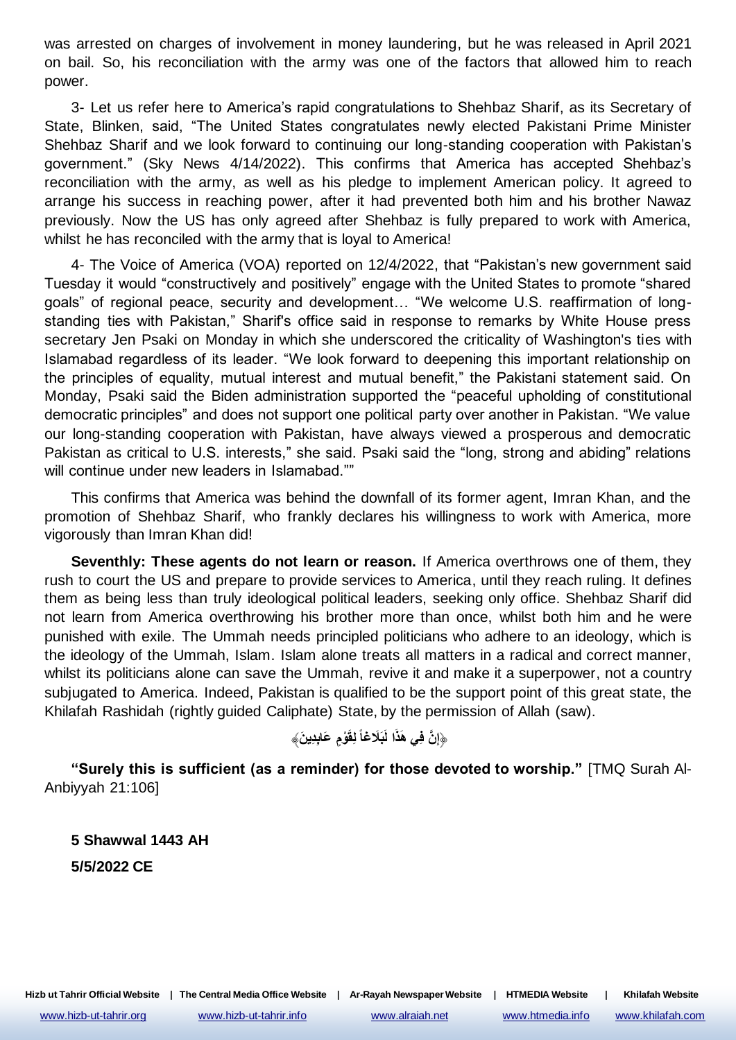was arrested on charges of involvement in money laundering, but he was released in April 2021 on bail. So, his reconciliation with the army was one of the factors that allowed him to reach power.

3- Let us refer here to America's rapid congratulations to Shehbaz Sharif, as its Secretary of State, Blinken, said, "The United States congratulates newly elected Pakistani Prime Minister Shehbaz Sharif and we look forward to continuing our long-standing cooperation with Pakistan's government." (Sky News 4/14/2022). This confirms that America has accepted Shehbaz's reconciliation with the army, as well as his pledge to implement American policy. It agreed to arrange his success in reaching power, after it had prevented both him and his brother Nawaz previously. Now the US has only agreed after Shehbaz is fully prepared to work with America, whilst he has reconciled with the army that is loyal to America!

4- The Voice of America (VOA) reported on 12/4/2022, that "Pakistan's new government said Tuesday it would "constructively and positively" engage with the United States to promote "shared goals" of regional peace, security and development… "We welcome U.S. reaffirmation of long-standing ties with Pakistan," Sharif's office said in response to remarks by White House press secretary Jen Psaki on Monday in which she underscored the criticality of Washington's ties with Islamabad regardless of its leader. "We look forward to deepening this important relationship on the principles of equality, mutual interest and mutual benefit," the Pakistani statement said. On Monday, Psaki said the Biden administration supported the "peaceful upholding of constitutional democratic principles" and does not support one political party over another in Pakistan. "We value our long-standing cooperation with Pakistan, have always viewed a prosperous and democratic Pakistan as critical to U.S. interests," she said. Psaki said the "long, strong and abiding" relations will continue under new leaders in Islamabad.""

This confirms that America was behind the downfall of its former agent, Imran Khan, and the promotion of Shehbaz Sharif, who frankly declares his willingness to work with America, more vigorously than Imran Khan did!

**Seventhly: These agents do not learn or reason.** If America overthrows one of them, they rush to court the US and prepare to provide services to America, until they reach ruling. It defines them as being less than truly ideological political leaders, seeking only office. Shehbaz Sharif did not learn from America overthrowing his brother more than once, whilst both him and he were punished with exile. The Ummah needs principled politicians who adhere to an ideology, which is the ideology of the Ummah, Islam. Islam alone treats all matters in a radical and correct manner, whilst its politicians alone can save the Ummah, revive it and make it a superpower, not a country subjugated to America. Indeed, Pakistan is qualified to be the support point of this great state, the Khilafah Rashidah (rightly guided Caliphate) State, by the permission of Allah (saw).

﴿إِنَّ فِي هَذَا لَبَلَاغاً لِقَوْمٍ عَابِدِينَ﴾

**"Surely this is sufficient (as a reminder) for those devoted to worship."** [TMQ Surah Al-Anbiyyah 21:106]

**5 Shawwal 1443 AH**

**5/5/2022 CE**

**Hizb ut Tahrir Official Website** | **The Central Media Office Website** | **Ar-Rayah Newspaper Website** | **HTMEDIA Website** | **Khilafah Website**

www.hizb-ut-tahrir.org | www.hizb-ut-tahrir.info | www.alraiah.net | www.htmedia.info | www.khilafah.com